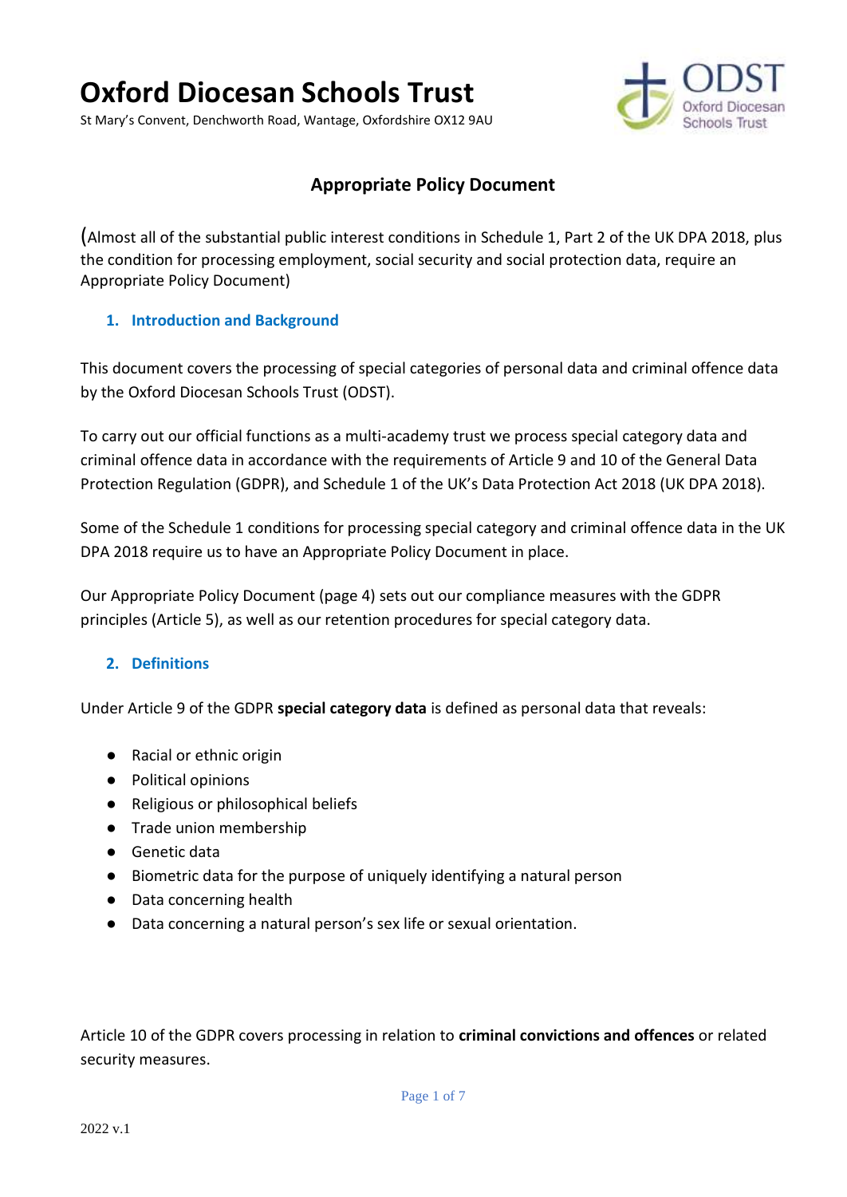# Oxford Diocesan Schools Trust

St Mary's Convent, Denchworth Road, Wantage, Oxfordshire OX12 9AU

## Appropriate Policy Document

(Almost all of the substantial public interest conditions in Schedule 1, Part 2 of the UK DPA 2018, plus the condition for processing employment, social security and social protection data, require an Appropriate Policy Document)

### 1. Introduction and Background

This document covers the processing of special categories of personal data and criminal offence data by the Oxford Diocesan Schools Trust (ODST).

To carry out our official functions as a multi-academy trust we process special category data and criminal offence data in accordance with the requirements of Article 9 and 10 of the General Data Protection Regulation (GDPR), and Schedule 1 of the UK's Data Protection Act 2018 (UK DPA 2018).

Some of the Schedule 1 conditions for processing special category and criminal offence data in the UK DPA 2018 require us to have an Appropriate Policy Document in place.

Our Appropriate Policy Document (page 4) sets out our compliance measures with the GDPR principles (Article 5), as well as our retention procedures for special category data.

### 2. Definitions

Under Article 9 of the GDPR **special category data** is defined as personal data that reveals:

- Racial or ethnic origin
- Political opinions
- Religious or philosophical beliefs
- Trade union membership
- Genetic data
- Biometric data for the purpose of uniquely identifying a natural person
- Data concerning health
- Data concerning a natural person's sex life or sexual orientation.

Article 10 of the GDPR covers processing in relation to **criminal convictions and offences** or related security measures.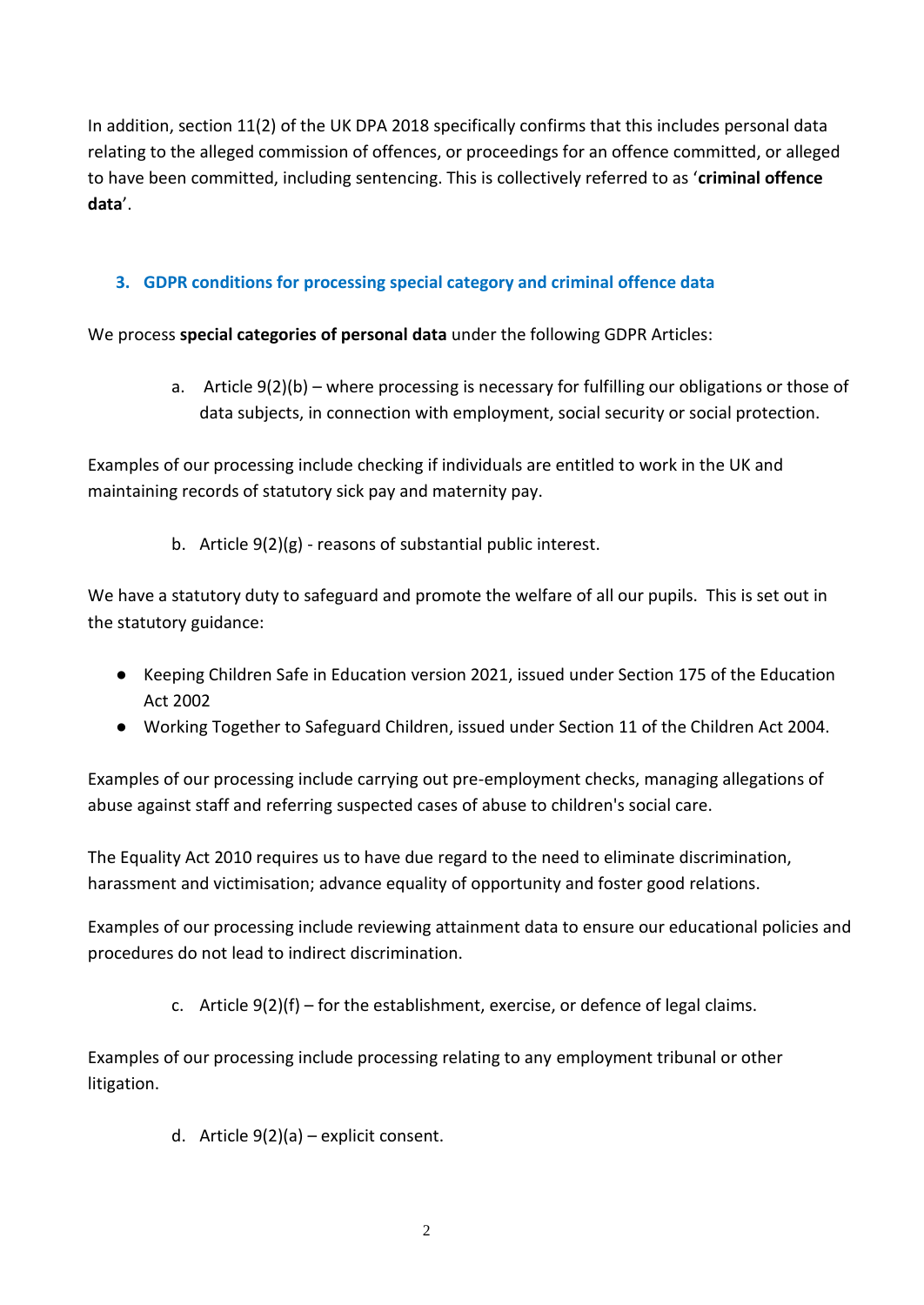In addition, section 11(2) of the UK DPA 2018 specifically confirms that this includes personal data relating to the alleged commission of offences, or proceedings for an offence committed, or alleged to have been committed, including sentencing. This is collectively referred to as '**criminal offence data**'.

## 3. GDPR conditions for processing special category and criminal offence data

We process **special categories of personal data** under the following GDPR Articles:

a. Article 9(2)(b) – where processing is necessary for fulfilling our obligations or those of data subjects, in connection with employment, social security or social protection.

Examples of our processing include checking if individuals are entitled to work in the UK and maintaining records of statutory sick pay and maternity pay.

b. Article 9(2)(g) - reasons of substantial public interest.

We have a statutory duty to safeguard and promote the welfare of all our pupils. This is set out in the statutory guidance:

- Keeping Children Safe in Education version 2021, issued under Section 175 of the Education Act 2002
- Working Together to Safeguard Children, issued under Section 11 of the Children Act 2004.

Examples of our processing include carrying out pre-employment checks, managing allegations of abuse against staff and referring suspected cases of abuse to children's social care.

The Equality Act 2010 requires us to have due regard to the need to eliminate discrimination, harassment and victimisation; advance equality of opportunity and foster good relations.

Examples of our processing include reviewing attainment data to ensure our educational policies and procedures do not lead to indirect discrimination.

c. Article 9(2)(f) – for the establishment, exercise, or defence of legal claims.

Examples of our processing include processing relating to any employment tribunal or other litigation.

d. Article 9(2)(a) – explicit consent.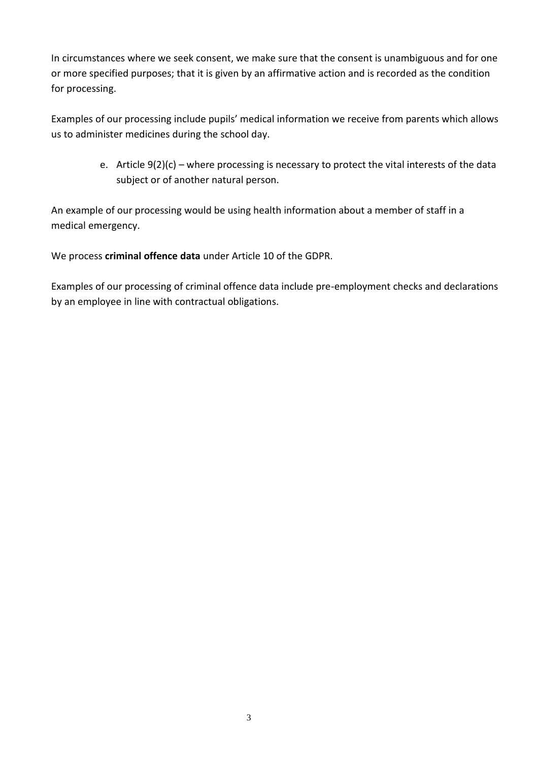In circumstances where we seek consent, we make sure that the consent is unambiguous and for one or more specified purposes; that it is given by an affirmative action and is recorded as the condition for processing.

Examples of our processing include pupils' medical information we receive from parents which allows us to administer medicines during the school day.

e. Article 9(2)(c) – where processing is necessary to protect the vital interests of the data subject or of another natural person.

An example of our processing would be using health information about a member of staff in a medical emergency.

We process **criminal offence data** under Article 10 of the GDPR.

Examples of our processing of criminal offence data include pre-employment checks and declarations by an employee in line with contractual obligations.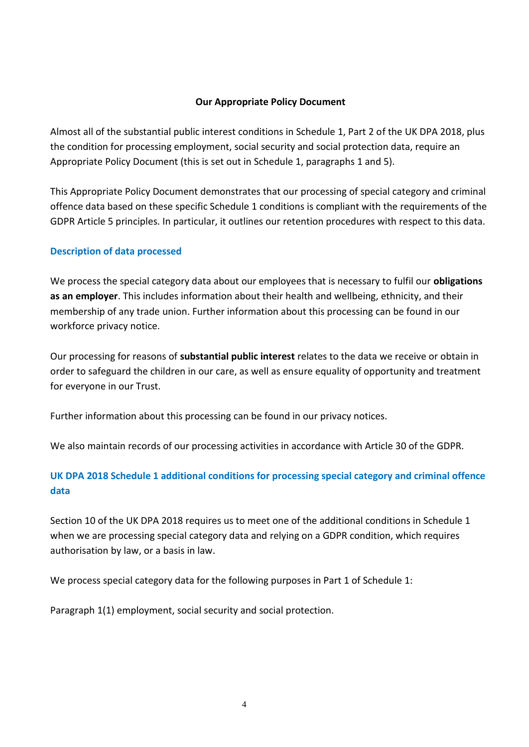**Our Appropriate Policy Document**

Almost all of the substantial public interest conditions in Schedule 1, Part 2 of the UK DPA 2018, plus the condition for processing employment, social security and social protection data, require an Appropriate Policy Document (this is set out in Schedule 1, paragraphs 1 and 5).

This Appropriate Policy Document demonstrates that our processing of special category and criminal offence data based on these specific Schedule 1 conditions is compliant with the requirements of the GDPR Article 5 principles. In particular, it outlines our retention procedures with respect to this data.

## Description of data processed

We process the special category data about our employees that is necessary to fulfil our **obligations as an employer**. This includes information about their health and wellbeing, ethnicity, and their membership of any trade union. Further information about this processing can be found in our workforce privacy notice.

Our processing for reasons of **substantial public interest** relates to the data we receive or obtain in order to safeguard the children in our care, as well as ensure equality of opportunity and treatment for everyone in our Trust.

Further information about this processing can be found in our privacy notices.

We also maintain records of our processing activities in accordance with Article 30 of the GDPR.

## UK DPA 2018 Schedule 1 additional conditions for processing special category and criminal offence data

Section 10 of the UK DPA 2018 requires us to meet one of the additional conditions in Schedule 1 when we are processing special category data and relying on a GDPR condition, which requires authorisation by law, or a basis in law.

We process special category data for the following purposes in Part 1 of Schedule 1:

Paragraph 1(1) employment, social security and social protection.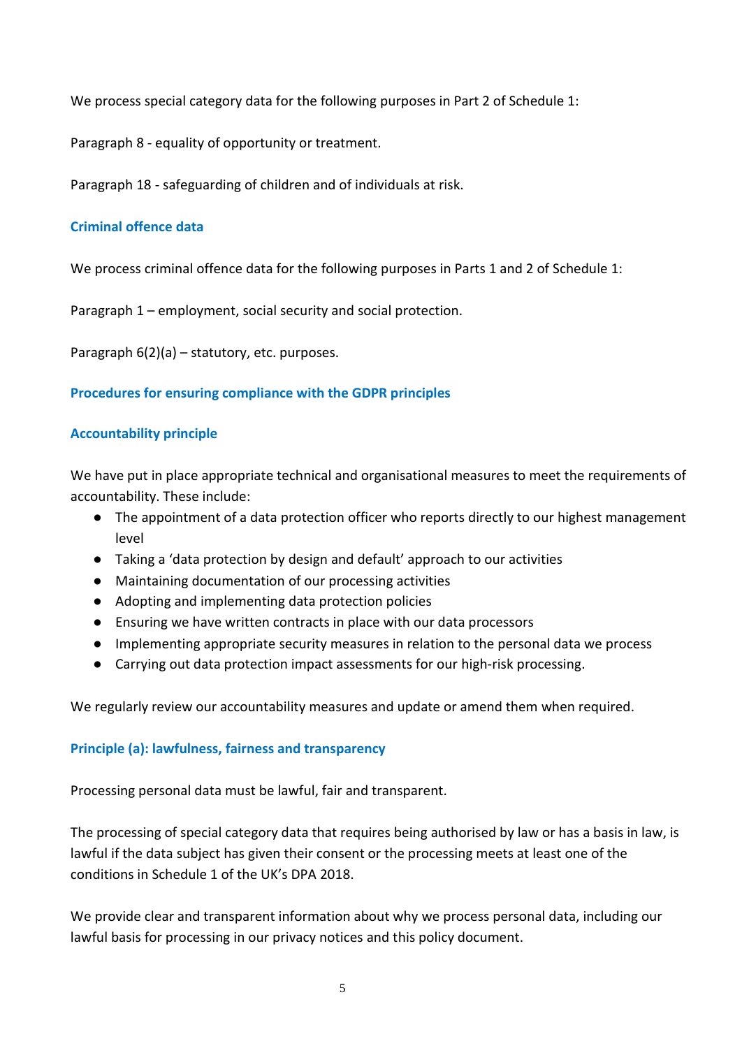We process special category data for the following purposes in Part 2 of Schedule 1:

Paragraph 8 - equality of opportunity or treatment.

Paragraph 18 - safeguarding of children and of individuals at risk.

### Criminal offence data

We process criminal offence data for the following purposes in Parts 1 and 2 of Schedule 1:

Paragraph 1 – employment, social security and social protection.

Paragraph 6(2)(a) – statutory, etc. purposes.

### Procedures for ensuring compliance with the GDPR principles

### Accountability principle

We have put in place appropriate technical and organisational measures to meet the requirements of accountability. These include:

- The appointment of a data protection officer who reports directly to our highest management level
- Taking a 'data protection by design and default' approach to our activities
- Maintaining documentation of our processing activities
- Adopting and implementing data protection policies
- Ensuring we have written contracts in place with our data processors
- Implementing appropriate security measures in relation to the personal data we process
- Carrying out data protection impact assessments for our high-risk processing.

We regularly review our accountability measures and update or amend them when required.

### Principle (a): lawfulness, fairness and transparency

Processing personal data must be lawful, fair and transparent.

The processing of special category data that requires being authorised by law or has a basis in law, is lawful if the data subject has given their consent or the processing meets at least one of the conditions in Schedule 1 of the UK's DPA 2018.

We provide clear and transparent information about why we process personal data, including our lawful basis for processing in our privacy notices and this policy document.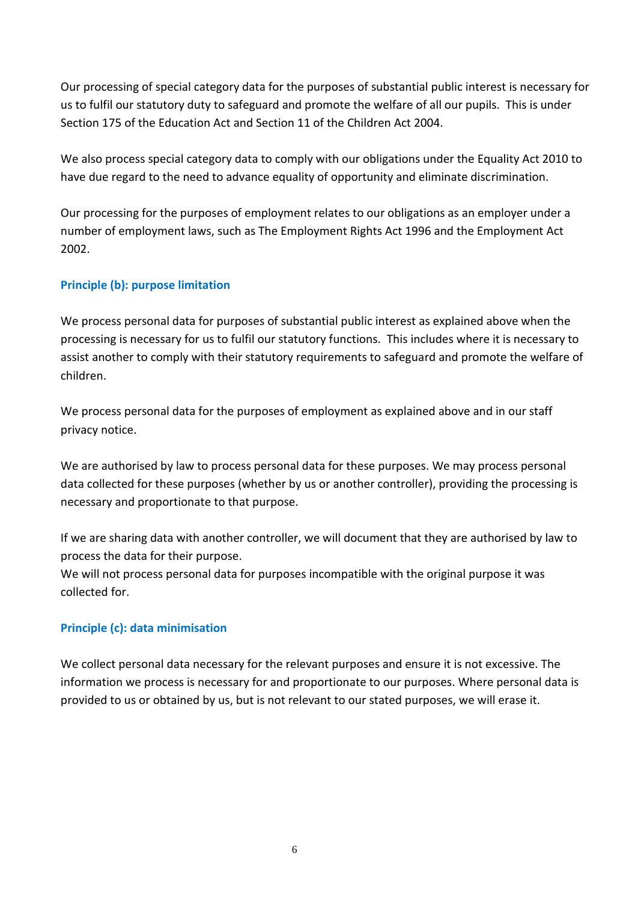Our processing of special category data for the purposes of substantial public interest is necessary for us to fulfil our statutory duty to safeguard and promote the welfare of all our pupils. This is under Section 175 of the Education Act and Section 11 of the Children Act 2004.

We also process special category data to comply with our obligations under the Equality Act 2010 to have due regard to the need to advance equality of opportunity and eliminate discrimination.

Our processing for the purposes of employment relates to our obligations as an employer under a number of employment laws, such as The Employment Rights Act 1996 and the Employment Act 2002.

### Principle (b): purpose limitation

We process personal data for purposes of substantial public interest as explained above when the processing is necessary for us to fulfil our statutory functions. This includes where it is necessary to assist another to comply with their statutory requirements to safeguard and promote the welfare of children.

We process personal data for the purposes of employment as explained above and in our staff privacy notice.

We are authorised by law to process personal data for these purposes. We may process personal data collected for these purposes (whether by us or another controller), providing the processing is necessary and proportionate to that purpose.

If we are sharing data with another controller, we will document that they are authorised by law to process the data for their purpose.
We will not process personal data for purposes incompatible with the original purpose it was collected for.

### Principle (c): data minimisation

We collect personal data necessary for the relevant purposes and ensure it is not excessive. The information we process is necessary for and proportionate to our purposes. Where personal data is provided to us or obtained by us, but is not relevant to our stated purposes, we will erase it.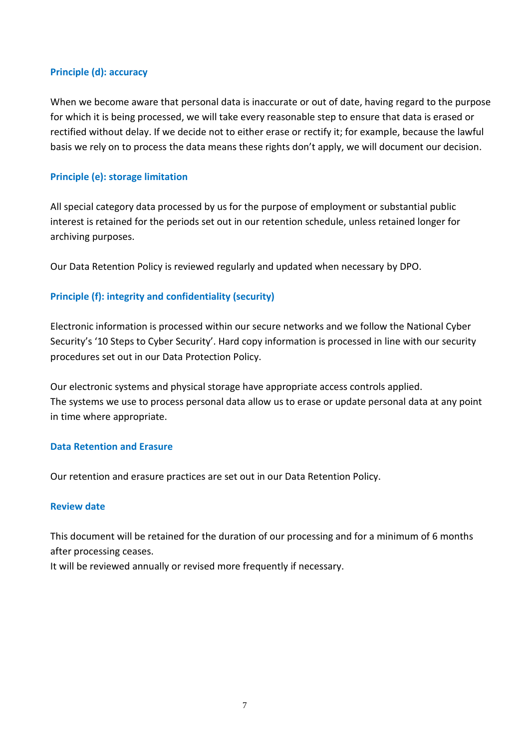### Principle (d): accuracy

When we become aware that personal data is inaccurate or out of date, having regard to the purpose for which it is being processed, we will take every reasonable step to ensure that data is erased or rectified without delay. If we decide not to either erase or rectify it; for example, because the lawful basis we rely on to process the data means these rights don't apply, we will document our decision.

### Principle (e): storage limitation

All special category data processed by us for the purpose of employment or substantial public interest is retained for the periods set out in our retention schedule, unless retained longer for archiving purposes.

Our Data Retention Policy is reviewed regularly and updated when necessary by DPO.

### Principle (f): integrity and confidentiality (security)

Electronic information is processed within our secure networks and we follow the National Cyber Security's '10 Steps to Cyber Security'. Hard copy information is processed in line with our security procedures set out in our Data Protection Policy.

Our electronic systems and physical storage have appropriate access controls applied.
The systems we use to process personal data allow us to erase or update personal data at any point in time where appropriate.

### Data Retention and Erasure

Our retention and erasure practices are set out in our Data Retention Policy.

### Review date

This document will be retained for the duration of our processing and for a minimum of 6 months after processing ceases.
It will be reviewed annually or revised more frequently if necessary.